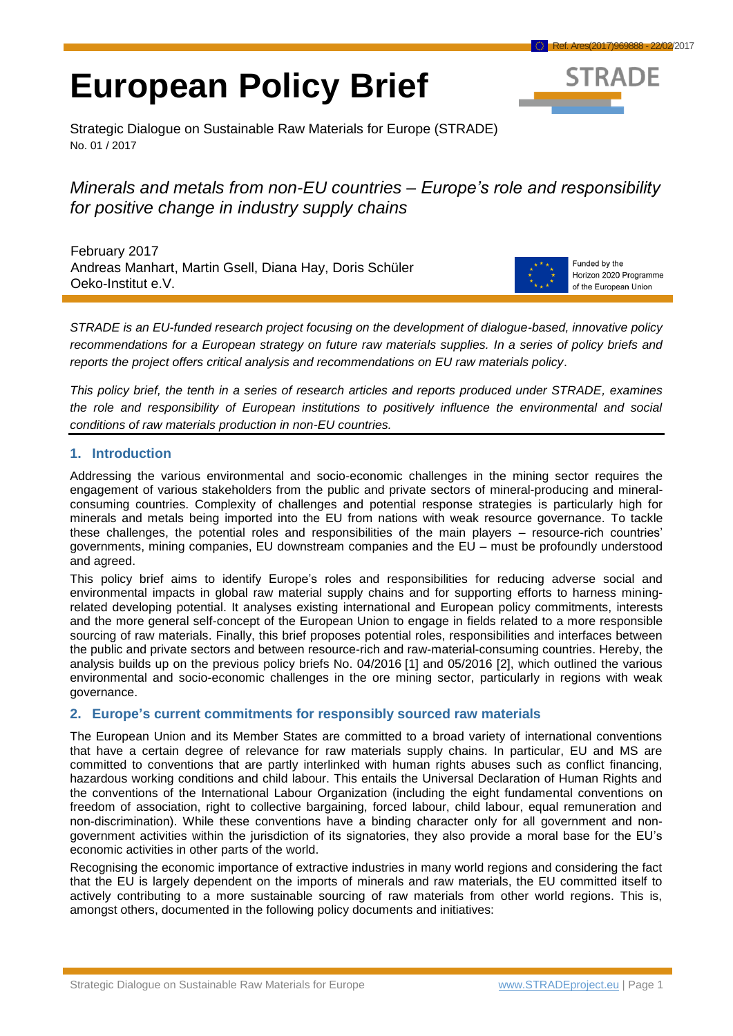# European Policy Brief

Strategic Dialogue on Sustainable Raw Materials for Europe (STRADE)
No. 01 / 2017

## *Minerals and metals from non-EU countries – Europe's role and responsibility for positive change in industry supply chains*

February 2017
Andreas Manhart, Martin Gsell, Diana Hay, Doris Schüler
Oeko-Institut e.V.

Funded by the Horizon 2020 Programme of the European Union

*STRADE is an EU-funded research project focusing on the development of dialogue-based, innovative policy recommendations for a European strategy on future raw materials supplies. In a series of policy briefs and reports the project offers critical analysis and recommendations on EU raw materials policy.*

*This policy brief, the tenth in a series of research articles and reports produced under STRADE, examines the role and responsibility of European institutions to positively influence the environmental and social conditions of raw materials production in non-EU countries.*

### 1. Introduction

Addressing the various environmental and socio-economic challenges in the mining sector requires the engagement of various stakeholders from the public and private sectors of mineral-producing and mineral-consuming countries. Complexity of challenges and potential response strategies is particularly high for minerals and metals being imported into the EU from nations with weak resource governance. To tackle these challenges, the potential roles and responsibilities of the main players – resource-rich countries' governments, mining companies, EU downstream companies and the EU – must be profoundly understood and agreed.

This policy brief aims to identify Europe's roles and responsibilities for reducing adverse social and environmental impacts in global raw material supply chains and for supporting efforts to harness mining-related developing potential. It analyses existing international and European policy commitments, interests and the more general self-concept of the European Union to engage in fields related to a more responsible sourcing of raw materials. Finally, this brief proposes potential roles, responsibilities and interfaces between the public and private sectors and between resource-rich and raw-material-consuming countries. Hereby, the analysis builds up on the previous policy briefs No. 04/2016 [1] and 05/2016 [2], which outlined the various environmental and socio-economic challenges in the ore mining sector, particularly in regions with weak governance.

### 2. Europe's current commitments for responsibly sourced raw materials

The European Union and its Member States are committed to a broad variety of international conventions that have a certain degree of relevance for raw materials supply chains. In particular, EU and MS are committed to conventions that are partly interlinked with human rights abuses such as conflict financing, hazardous working conditions and child labour. This entails the Universal Declaration of Human Rights and the conventions of the International Labour Organization (including the eight fundamental conventions on freedom of association, right to collective bargaining, forced labour, child labour, equal remuneration and non-discrimination). While these conventions have a binding character only for all government and non-government activities within the jurisdiction of its signatories, they also provide a moral base for the EU's economic activities in other parts of the world.

Recognising the economic importance of extractive industries in many world regions and considering the fact that the EU is largely dependent on the imports of minerals and raw materials, the EU committed itself to actively contributing to a more sustainable sourcing of raw materials from other world regions. This is, amongst others, documented in the following policy documents and initiatives: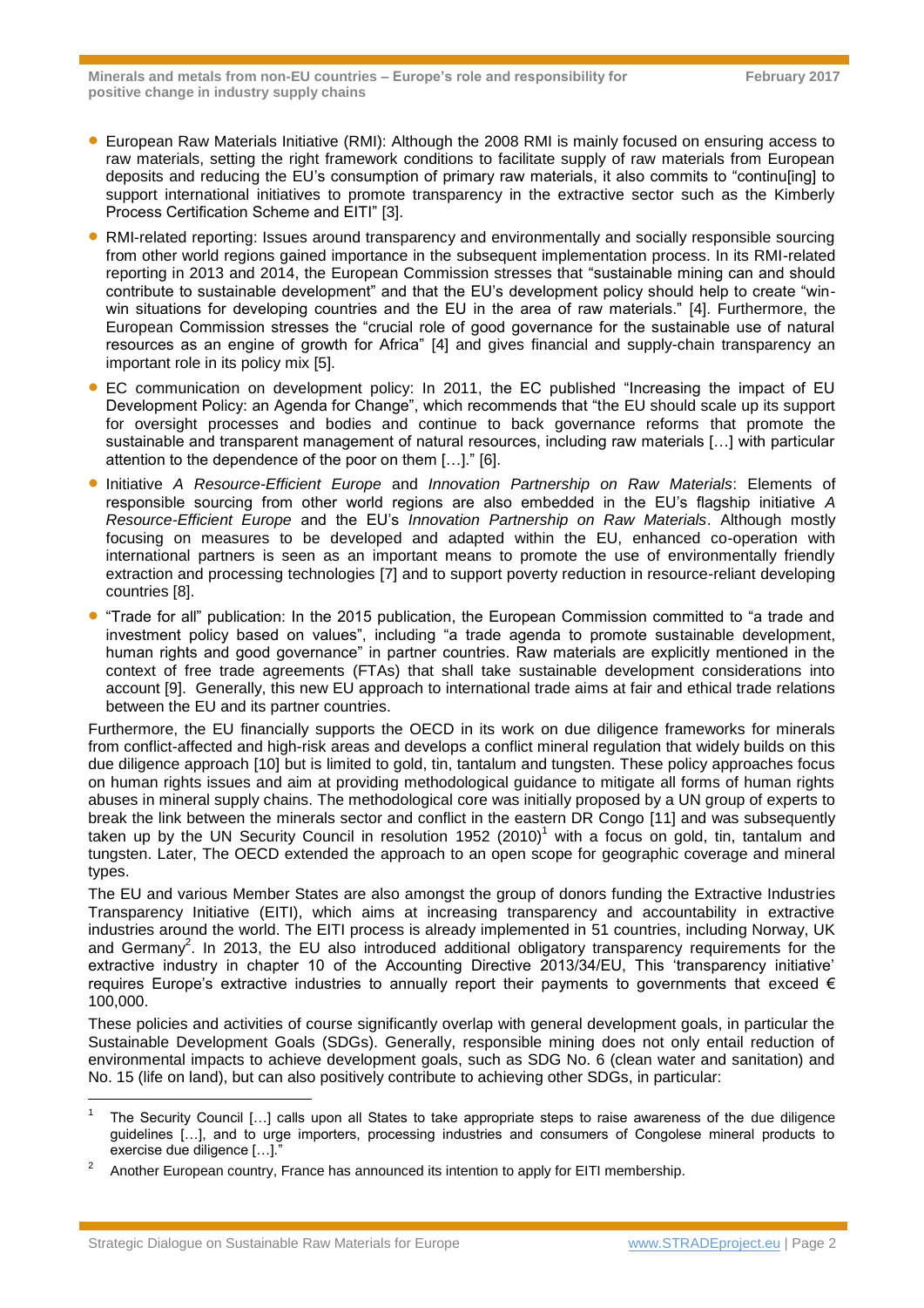- European Raw Materials Initiative (RMI): Although the 2008 RMI is mainly focused on ensuring access to raw materials, setting the right framework conditions to facilitate supply of raw materials from European deposits and reducing the EU's consumption of primary raw materials, it also commits to "continu[ing] to support international initiatives to promote transparency in the extractive sector such as the Kimberly Process Certification Scheme and EITI" [3].
- RMI-related reporting: Issues around transparency and environmentally and socially responsible sourcing from other world regions gained importance in the subsequent implementation process. In its RMI-related reporting in 2013 and 2014, the European Commission stresses that "sustainable mining can and should contribute to sustainable development" and that the EU's development policy should help to create "win-win situations for developing countries and the EU in the area of raw materials." [4]. Furthermore, the European Commission stresses the "crucial role of good governance for the sustainable use of natural resources as an engine of growth for Africa" [4] and gives financial and supply-chain transparency an important role in its policy mix [5].
- EC communication on development policy: In 2011, the EC published "Increasing the impact of EU Development Policy: an Agenda for Change", which recommends that "the EU should scale up its support for oversight processes and bodies and continue to back governance reforms that promote the sustainable and transparent management of natural resources, including raw materials […] with particular attention to the dependence of the poor on them […]." [6].
- Initiative *A Resource-Efficient Europe* and *Innovation Partnership on Raw Materials*: Elements of responsible sourcing from other world regions are also embedded in the EU's flagship initiative *A Resource-Efficient Europe* and the EU's *Innovation Partnership on Raw Materials*. Although mostly focusing on measures to be developed and adapted within the EU, enhanced co-operation with international partners is seen as an important means to promote the use of environmentally friendly extraction and processing technologies [7] and to support poverty reduction in resource-reliant developing countries [8].
- "Trade for all" publication: In the 2015 publication, the European Commission committed to "a trade and investment policy based on values", including "a trade agenda to promote sustainable development, human rights and good governance" in partner countries. Raw materials are explicitly mentioned in the context of free trade agreements (FTAs) that shall take sustainable development considerations into account [9]. Generally, this new EU approach to international trade aims at fair and ethical trade relations between the EU and its partner countries.

Furthermore, the EU financially supports the OECD in its work on due diligence frameworks for minerals from conflict-affected and high-risk areas and develops a conflict mineral regulation that widely builds on this due diligence approach [10] but is limited to gold, tin, tantalum and tungsten. These policy approaches focus on human rights issues and aim at providing methodological guidance to mitigate all forms of human rights abuses in mineral supply chains. The methodological core was initially proposed by a UN group of experts to break the link between the minerals sector and conflict in the eastern DR Congo [11] and was subsequently taken up by the UN Security Council in resolution 1952 (2010)[1] with a focus on gold, tin, tantalum and tungsten. Later, The OECD extended the approach to an open scope for geographic coverage and mineral types.

The EU and various Member States are also amongst the group of donors funding the Extractive Industries Transparency Initiative (EITI), which aims at increasing transparency and accountability in extractive industries around the world. The EITI process is already implemented in 51 countries, including Norway, UK and Germany[2]. In 2013, the EU also introduced additional obligatory transparency requirements for the extractive industry in chapter 10 of the Accounting Directive 2013/34/EU, This 'transparency initiative' requires Europe's extractive industries to annually report their payments to governments that exceed € 100,000.

These policies and activities of course significantly overlap with general development goals, in particular the Sustainable Development Goals (SDGs). Generally, responsible mining does not only entail reduction of environmental impacts to achieve development goals, such as SDG No. 6 (clean water and sanitation) and No. 15 (life on land), but can also positively contribute to achieving other SDGs, in particular:

---

[1] The Security Council […] calls upon all States to take appropriate steps to raise awareness of the due diligence guidelines […], and to urge importers, processing industries and consumers of Congolese mineral products to exercise due diligence […]."

[2] Another European country, France has announced its intention to apply for EITI membership.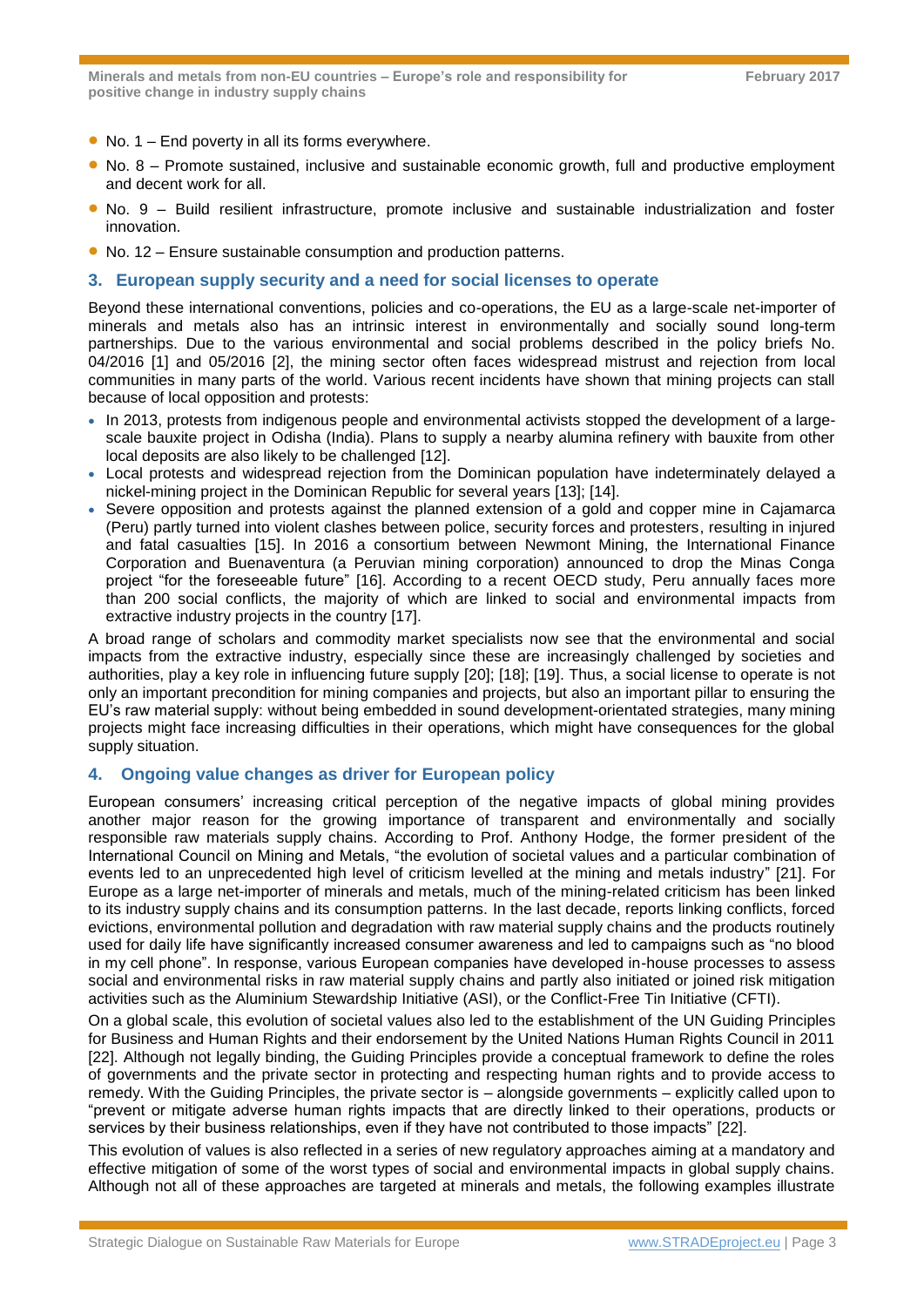- No. 1 – End poverty in all its forms everywhere.
- No. 8 – Promote sustained, inclusive and sustainable economic growth, full and productive employment and decent work for all.
- No. 9 – Build resilient infrastructure, promote inclusive and sustainable industrialization and foster innovation.
- No. 12 – Ensure sustainable consumption and production patterns.

## 3. European supply security and a need for social licenses to operate

Beyond these international conventions, policies and co-operations, the EU as a large-scale net-importer of minerals and metals also has an intrinsic interest in environmentally and socially sound long-term partnerships. Due to the various environmental and social problems described in the policy briefs No. 04/2016 [1] and 05/2016 [2], the mining sector often faces widespread mistrust and rejection from local communities in many parts of the world. Various recent incidents have shown that mining projects can stall because of local opposition and protests:

- In 2013, protests from indigenous people and environmental activists stopped the development of a large-scale bauxite project in Odisha (India). Plans to supply a nearby alumina refinery with bauxite from other local deposits are also likely to be challenged [12].
- Local protests and widespread rejection from the Dominican population have indeterminately delayed a nickel-mining project in the Dominican Republic for several years [13]; [14].
- Severe opposition and protests against the planned extension of a gold and copper mine in Cajamarca (Peru) partly turned into violent clashes between police, security forces and protesters, resulting in injured and fatal casualties [15]. In 2016 a consortium between Newmont Mining, the International Finance Corporation and Buenaventura (a Peruvian mining corporation) announced to drop the Minas Conga project "for the foreseeable future" [16]. According to a recent OECD study, Peru annually faces more than 200 social conflicts, the majority of which are linked to social and environmental impacts from extractive industry projects in the country [17].

A broad range of scholars and commodity market specialists now see that the environmental and social impacts from the extractive industry, especially since these are increasingly challenged by societies and authorities, play a key role in influencing future supply [20]; [18]; [19]. Thus, a social license to operate is not only an important precondition for mining companies and projects, but also an important pillar to ensuring the EU's raw material supply: without being embedded in sound development-orientated strategies, many mining projects might face increasing difficulties in their operations, which might have consequences for the global supply situation.

## 4. Ongoing value changes as driver for European policy

European consumers' increasing critical perception of the negative impacts of global mining provides another major reason for the growing importance of transparent and environmentally and socially responsible raw materials supply chains. According to Prof. Anthony Hodge, the former president of the International Council on Mining and Metals, "the evolution of societal values and a particular combination of events led to an unprecedented high level of criticism levelled at the mining and metals industry" [21]. For Europe as a large net-importer of minerals and metals, much of the mining-related criticism has been linked to its industry supply chains and its consumption patterns. In the last decade, reports linking conflicts, forced evictions, environmental pollution and degradation with raw material supply chains and the products routinely used for daily life have significantly increased consumer awareness and led to campaigns such as "no blood in my cell phone". In response, various European companies have developed in-house processes to assess social and environmental risks in raw material supply chains and partly also initiated or joined risk mitigation activities such as the Aluminium Stewardship Initiative (ASI), or the Conflict-Free Tin Initiative (CFTI).

On a global scale, this evolution of societal values also led to the establishment of the UN Guiding Principles for Business and Human Rights and their endorsement by the United Nations Human Rights Council in 2011 [22]. Although not legally binding, the Guiding Principles provide a conceptual framework to define the roles of governments and the private sector in protecting and respecting human rights and to provide access to remedy. With the Guiding Principles, the private sector is – alongside governments – explicitly called upon to "prevent or mitigate adverse human rights impacts that are directly linked to their operations, products or services by their business relationships, even if they have not contributed to those impacts" [22].

This evolution of values is also reflected in a series of new regulatory approaches aiming at a mandatory and effective mitigation of some of the worst types of social and environmental impacts in global supply chains. Although not all of these approaches are targeted at minerals and metals, the following examples illustrate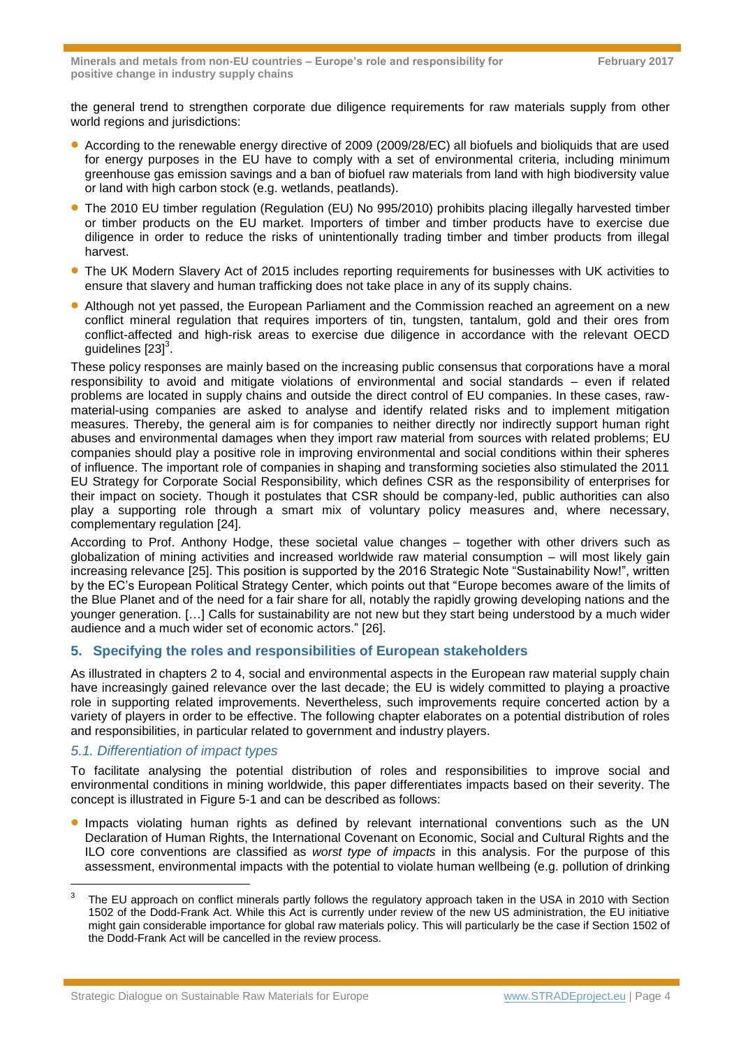the general trend to strengthen corporate due diligence requirements for raw materials supply from other world regions and jurisdictions:

- According to the renewable energy directive of 2009 (2009/28/EC) all biofuels and bioliquids that are used for energy purposes in the EU have to comply with a set of environmental criteria, including minimum greenhouse gas emission savings and a ban of biofuel raw materials from land with high biodiversity value or land with high carbon stock (e.g. wetlands, peatlands).
- The 2010 EU timber regulation (Regulation (EU) No 995/2010) prohibits placing illegally harvested timber or timber products on the EU market. Importers of timber and timber products have to exercise due diligence in order to reduce the risks of unintentionally trading timber and timber products from illegal harvest.
- The UK Modern Slavery Act of 2015 includes reporting requirements for businesses with UK activities to ensure that slavery and human trafficking does not take place in any of its supply chains.
- Although not yet passed, the European Parliament and the Commission reached an agreement on a new conflict mineral regulation that requires importers of tin, tungsten, tantalum, gold and their ores from conflict-affected and high-risk areas to exercise due diligence in accordance with the relevant OECD guidelines [23][3].

These policy responses are mainly based on the increasing public consensus that corporations have a moral responsibility to avoid and mitigate violations of environmental and social standards – even if related problems are located in supply chains and outside the direct control of EU companies. In these cases, raw-material-using companies are asked to analyse and identify related risks and to implement mitigation measures. Thereby, the general aim is for companies to neither directly nor indirectly support human right abuses and environmental damages when they import raw material from sources with related problems; EU companies should play a positive role in improving environmental and social conditions within their spheres of influence. The important role of companies in shaping and transforming societies also stimulated the 2011 EU Strategy for Corporate Social Responsibility, which defines CSR as the responsibility of enterprises for their impact on society. Though it postulates that CSR should be company-led, public authorities can also play a supporting role through a smart mix of voluntary policy measures and, where necessary, complementary regulation [24].

According to Prof. Anthony Hodge, these societal value changes – together with other drivers such as globalization of mining activities and increased worldwide raw material consumption – will most likely gain increasing relevance [25]. This position is supported by the 2016 Strategic Note "Sustainability Now!", written by the EC's European Political Strategy Center, which points out that "Europe becomes aware of the limits of the Blue Planet and of the need for a fair share for all, notably the rapidly growing developing nations and the younger generation. […] Calls for sustainability are not new but they start being understood by a much wider audience and a much wider set of economic actors." [26].

## 5. Specifying the roles and responsibilities of European stakeholders

As illustrated in chapters 2 to 4, social and environmental aspects in the European raw material supply chain have increasingly gained relevance over the last decade; the EU is widely committed to playing a proactive role in supporting related improvements. Nevertheless, such improvements require concerted action by a variety of players in order to be effective. The following chapter elaborates on a potential distribution of roles and responsibilities, in particular related to government and industry players.

### *5.1. Differentiation of impact types*

To facilitate analysing the potential distribution of roles and responsibilities to improve social and environmental conditions in mining worldwide, this paper differentiates impacts based on their severity. The concept is illustrated in Figure 5-1 and can be described as follows:

- Impacts violating human rights as defined by relevant international conventions such as the UN Declaration of Human Rights, the International Covenant on Economic, Social and Cultural Rights and the ILO core conventions are classified as *worst type of impacts* in this analysis. For the purpose of this assessment, environmental impacts with the potential to violate human wellbeing (e.g. pollution of drinking

---

[3] The EU approach on conflict minerals partly follows the regulatory approach taken in the USA in 2010 with Section 1502 of the Dodd-Frank Act. While this Act is currently under review of the new US administration, the EU initiative might gain considerable importance for global raw materials policy. This will particularly be the case if Section 1502 of the Dodd-Frank Act will be cancelled in the review process.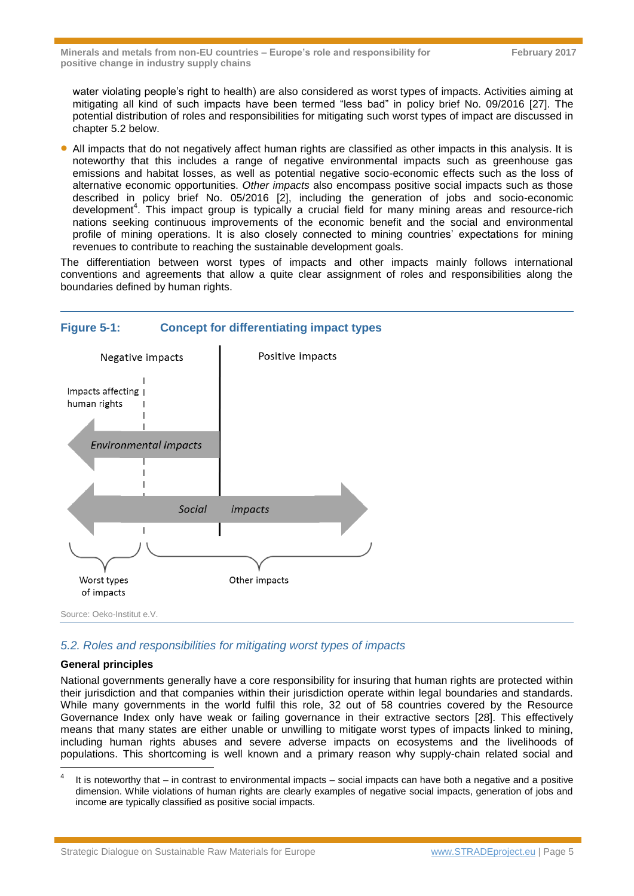water violating people's right to health) are also considered as worst types of impacts. Activities aiming at mitigating all kind of such impacts have been termed "less bad" in policy brief No. 09/2016 [27]. The potential distribution of roles and responsibilities for mitigating such worst types of impact are discussed in chapter 5.2 below.

- All impacts that do not negatively affect human rights are classified as other impacts in this analysis. It is noteworthy that this includes a range of negative environmental impacts such as greenhouse gas emissions and habitat losses, as well as potential negative socio-economic effects such as the loss of alternative economic opportunities. *Other impacts* also encompass positive social impacts such as those described in policy brief No. 05/2016 [2], including the generation of jobs and socio-economic development[4]. This impact group is typically a crucial field for many mining areas and resource-rich nations seeking continuous improvements of the economic benefit and the social and environmental profile of mining operations. It is also closely connected to mining countries' expectations for mining revenues to contribute to reaching the sustainable development goals.

The differentiation between worst types of impacts and other impacts mainly follows international conventions and agreements that allow a quite clear assignment of roles and responsibilities along the boundaries defined by human rights.

**Figure 5-1: Concept for differentiating impact types**

Negative impacts | Positive impacts

Impacts affecting human rights

*Environmental impacts*

*Social impacts*

Worst types of impacts | Other impacts

Source: Oeko-Institut e.V.

## *5.2. Roles and responsibilities for mitigating worst types of impacts*

**General principles**

National governments generally have a core responsibility for insuring that human rights are protected within their jurisdiction and that companies within their jurisdiction operate within legal boundaries and standards. While many governments in the world fulfil this role, 32 out of 58 countries covered by the Resource Governance Index only have weak or failing governance in their extractive sectors [28]. This effectively means that many states are either unable or unwilling to mitigate worst types of impacts linked to mining, including human rights abuses and severe adverse impacts on ecosystems and the livelihoods of populations. This shortcoming is well known and a primary reason why supply-chain related social and

[4] It is noteworthy that – in contrast to environmental impacts – social impacts can have both a negative and a positive dimension. While violations of human rights are clearly examples of negative social impacts, generation of jobs and income are typically classified as positive social impacts.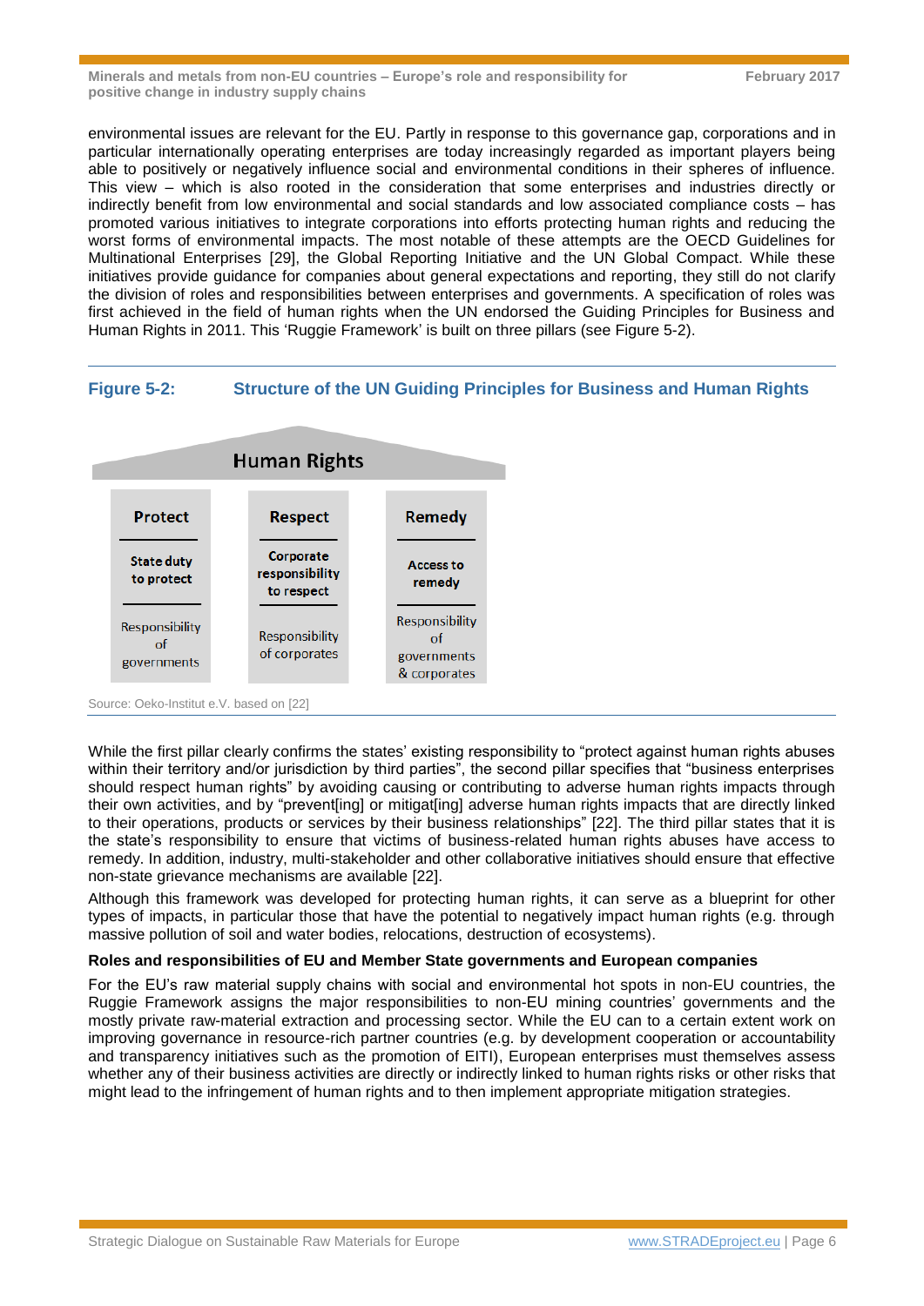environmental issues are relevant for the EU. Partly in response to this governance gap, corporations and in particular internationally operating enterprises are today increasingly regarded as important players being able to positively or negatively influence social and environmental conditions in their spheres of influence. This view – which is also rooted in the consideration that some enterprises and industries directly or indirectly benefit from low environmental and social standards and low associated compliance costs – has promoted various initiatives to integrate corporations into efforts protecting human rights and reducing the worst forms of environmental impacts. The most notable of these attempts are the OECD Guidelines for Multinational Enterprises [29], the Global Reporting Initiative and the UN Global Compact. While these initiatives provide guidance for companies about general expectations and reporting, they still do not clarify the division of roles and responsibilities between enterprises and governments. A specification of roles was first achieved in the field of human rights when the UN endorsed the Guiding Principles for Business and Human Rights in 2011. This 'Ruggie Framework' is built on three pillars (see Figure 5-2).

**Figure 5-2: Structure of the UN Guiding Principles for Business and Human Rights**

| Human Rights | | |
|---|---|---|
| **Protect** | **Respect** | **Remedy** |
| **State duty to protect** | **Corporate responsibility to respect** | **Access to remedy** |
| Responsibility of governments | Responsibility of corporates | Responsibility of governments & corporates |

Source: Oeko-Institut e.V. based on [22]

While the first pillar clearly confirms the states' existing responsibility to "protect against human rights abuses within their territory and/or jurisdiction by third parties", the second pillar specifies that "business enterprises should respect human rights" by avoiding causing or contributing to adverse human rights impacts through their own activities, and by "prevent[ing] or mitigat[ing] adverse human rights impacts that are directly linked to their operations, products or services by their business relationships" [22]. The third pillar states that it is the state's responsibility to ensure that victims of business-related human rights abuses have access to remedy. In addition, industry, multi-stakeholder and other collaborative initiatives should ensure that effective non-state grievance mechanisms are available [22].

Although this framework was developed for protecting human rights, it can serve as a blueprint for other types of impacts, in particular those that have the potential to negatively impact human rights (e.g. through massive pollution of soil and water bodies, relocations, destruction of ecosystems).

**Roles and responsibilities of EU and Member State governments and European companies**

For the EU's raw material supply chains with social and environmental hot spots in non-EU countries, the Ruggie Framework assigns the major responsibilities to non-EU mining countries' governments and the mostly private raw-material extraction and processing sector. While the EU can to a certain extent work on improving governance in resource-rich partner countries (e.g. by development cooperation or accountability and transparency initiatives such as the promotion of EITI), European enterprises must themselves assess whether any of their business activities are directly or indirectly linked to human rights risks or other risks that might lead to the infringement of human rights and to then implement appropriate mitigation strategies.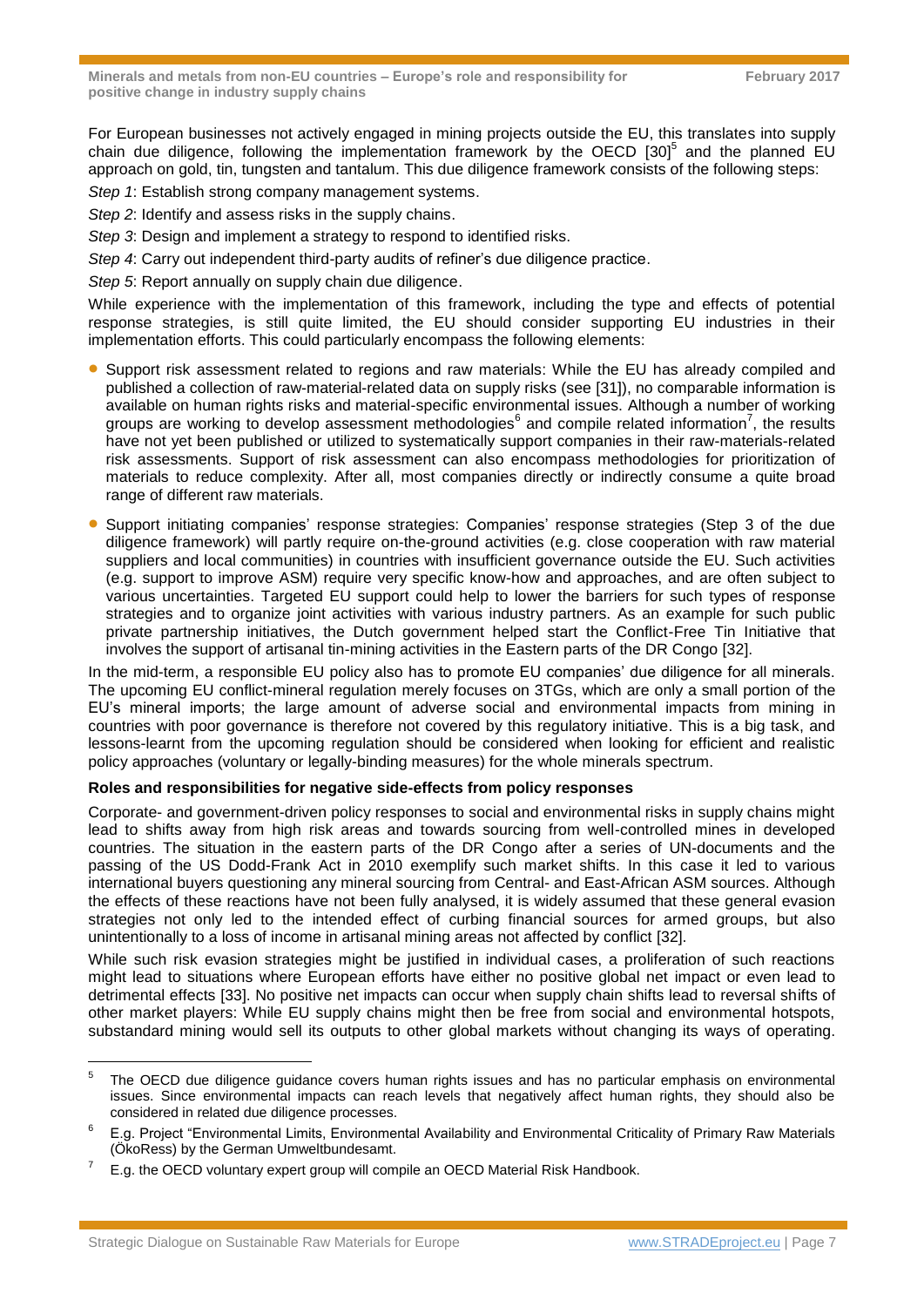For European businesses not actively engaged in mining projects outside the EU, this translates into supply chain due diligence, following the implementation framework by the OECD [30][5] and the planned EU approach on gold, tin, tungsten and tantalum. This due diligence framework consists of the following steps:

*Step 1*: Establish strong company management systems.

*Step 2*: Identify and assess risks in the supply chains.

*Step 3*: Design and implement a strategy to respond to identified risks.

*Step 4*: Carry out independent third-party audits of refiner's due diligence practice.

*Step 5*: Report annually on supply chain due diligence.

While experience with the implementation of this framework, including the type and effects of potential response strategies, is still quite limited, the EU should consider supporting EU industries in their implementation efforts. This could particularly encompass the following elements:

- Support risk assessment related to regions and raw materials: While the EU has already compiled and published a collection of raw-material-related data on supply risks (see [31]), no comparable information is available on human rights risks and material-specific environmental issues. Although a number of working groups are working to develop assessment methodologies[6] and compile related information[7], the results have not yet been published or utilized to systematically support companies in their raw-materials-related risk assessments. Support of risk assessment can also encompass methodologies for prioritization of materials to reduce complexity. After all, most companies directly or indirectly consume a quite broad range of different raw materials.
- Support initiating companies' response strategies: Companies' response strategies (Step 3 of the due diligence framework) will partly require on-the-ground activities (e.g. close cooperation with raw material suppliers and local communities) in countries with insufficient governance outside the EU. Such activities (e.g. support to improve ASM) require very specific know-how and approaches, and are often subject to various uncertainties. Targeted EU support could help to lower the barriers for such types of response strategies and to organize joint activities with various industry partners. As an example for such public private partnership initiatives, the Dutch government helped start the Conflict-Free Tin Initiative that involves the support of artisanal tin-mining activities in the Eastern parts of the DR Congo [32].

In the mid-term, a responsible EU policy also has to promote EU companies' due diligence for all minerals. The upcoming EU conflict-mineral regulation merely focuses on 3TGs, which are only a small portion of the EU's mineral imports; the large amount of adverse social and environmental impacts from mining in countries with poor governance is therefore not covered by this regulatory initiative. This is a big task, and lessons-learnt from the upcoming regulation should be considered when looking for efficient and realistic policy approaches (voluntary or legally-binding measures) for the whole minerals spectrum.

**Roles and responsibilities for negative side-effects from policy responses**

Corporate- and government-driven policy responses to social and environmental risks in supply chains might lead to shifts away from high risk areas and towards sourcing from well-controlled mines in developed countries. The situation in the eastern parts of the DR Congo after a series of UN-documents and the passing of the US Dodd-Frank Act in 2010 exemplify such market shifts. In this case it led to various international buyers questioning any mineral sourcing from Central- and East-African ASM sources. Although the effects of these reactions have not been fully analysed, it is widely assumed that these general evasion strategies not only led to the intended effect of curbing financial sources for armed groups, but also unintentionally to a loss of income in artisanal mining areas not affected by conflict [32].

While such risk evasion strategies might be justified in individual cases, a proliferation of such reactions might lead to situations where European efforts have either no positive global net impact or even lead to detrimental effects [33]. No positive net impacts can occur when supply chain shifts lead to reversal shifts of other market players: While EU supply chains might then be free from social and environmental hotspots, substandard mining would sell its outputs to other global markets without changing its ways of operating.

---

[5] The OECD due diligence guidance covers human rights issues and has no particular emphasis on environmental issues. Since environmental impacts can reach levels that negatively affect human rights, they should also be considered in related due diligence processes.

[6] E.g. Project "Environmental Limits, Environmental Availability and Environmental Criticality of Primary Raw Materials (ÖkoRess) by the German Umweltbundesamt.

[7] E.g. the OECD voluntary expert group will compile an OECD Material Risk Handbook.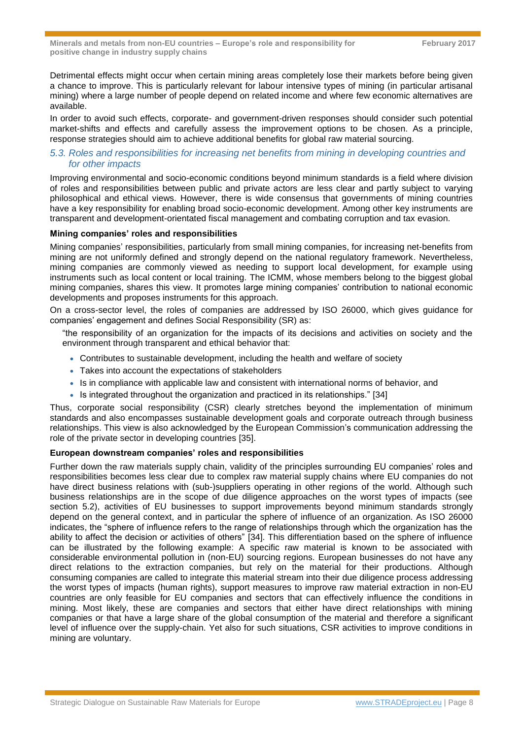Detrimental effects might occur when certain mining areas completely lose their markets before being given a chance to improve. This is particularly relevant for labour intensive types of mining (in particular artisanal mining) where a large number of people depend on related income and where few economic alternatives are available.

In order to avoid such effects, corporate- and government-driven responses should consider such potential market-shifts and effects and carefully assess the improvement options to be chosen. As a principle, response strategies should aim to achieve additional benefits for global raw material sourcing.

### *5.3. Roles and responsibilities for increasing net benefits from mining in developing countries and for other impacts*

Improving environmental and socio-economic conditions beyond minimum standards is a field where division of roles and responsibilities between public and private actors are less clear and partly subject to varying philosophical and ethical views. However, there is wide consensus that governments of mining countries have a key responsibility for enabling broad socio-economic development. Among other key instruments are transparent and development-orientated fiscal management and combating corruption and tax evasion.

**Mining companies' roles and responsibilities**

Mining companies' responsibilities, particularly from small mining companies, for increasing net-benefits from mining are not uniformly defined and strongly depend on the national regulatory framework. Nevertheless, mining companies are commonly viewed as needing to support local development, for example using instruments such as local content or local training. The ICMM, whose members belong to the biggest global mining companies, shares this view. It promotes large mining companies' contribution to national economic developments and proposes instruments for this approach.

On a cross-sector level, the roles of companies are addressed by ISO 26000, which gives guidance for companies' engagement and defines Social Responsibility (SR) as:

> "the responsibility of an organization for the impacts of its decisions and activities on society and the environment through transparent and ethical behavior that:
>
> - Contributes to sustainable development, including the health and welfare of society
> - Takes into account the expectations of stakeholders
> - Is in compliance with applicable law and consistent with international norms of behavior, and
> - Is integrated throughout the organization and practiced in its relationships." [34]

Thus, corporate social responsibility (CSR) clearly stretches beyond the implementation of minimum standards and also encompasses sustainable development goals and corporate outreach through business relationships. This view is also acknowledged by the European Commission's communication addressing the role of the private sector in developing countries [35].

**European downstream companies' roles and responsibilities**

Further down the raw materials supply chain, validity of the principles surrounding EU companies' roles and responsibilities becomes less clear due to complex raw material supply chains where EU companies do not have direct business relations with (sub-)suppliers operating in other regions of the world. Although such business relationships are in the scope of due diligence approaches on the worst types of impacts (see section 5.2), activities of EU businesses to support improvements beyond minimum standards strongly depend on the general context, and in particular the sphere of influence of an organization. As ISO 26000 indicates, the "sphere of influence refers to the range of relationships through which the organization has the ability to affect the decision or activities of others" [34]. This differentiation based on the sphere of influence can be illustrated by the following example: A specific raw material is known to be associated with considerable environmental pollution in (non-EU) sourcing regions. European businesses do not have any direct relations to the extraction companies, but rely on the material for their productions. Although consuming companies are called to integrate this material stream into their due diligence process addressing the worst types of impacts (human rights), support measures to improve raw material extraction in non-EU countries are only feasible for EU companies and sectors that can effectively influence the conditions in mining. Most likely, these are companies and sectors that either have direct relationships with mining companies or that have a large share of the global consumption of the material and therefore a significant level of influence over the supply-chain. Yet also for such situations, CSR activities to improve conditions in mining are voluntary.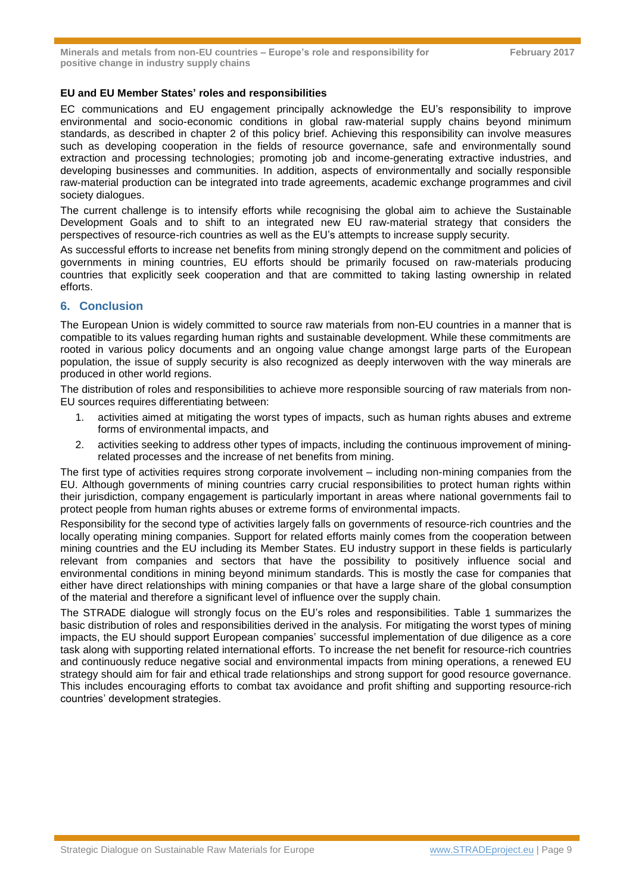**EU and EU Member States' roles and responsibilities**

EC communications and EU engagement principally acknowledge the EU's responsibility to improve environmental and socio-economic conditions in global raw-material supply chains beyond minimum standards, as described in chapter 2 of this policy brief. Achieving this responsibility can involve measures such as developing cooperation in the fields of resource governance, safe and environmentally sound extraction and processing technologies; promoting job and income-generating extractive industries, and developing businesses and communities. In addition, aspects of environmentally and socially responsible raw-material production can be integrated into trade agreements, academic exchange programmes and civil society dialogues.

The current challenge is to intensify efforts while recognising the global aim to achieve the Sustainable Development Goals and to shift to an integrated new EU raw-material strategy that considers the perspectives of resource-rich countries as well as the EU's attempts to increase supply security.

As successful efforts to increase net benefits from mining strongly depend on the commitment and policies of governments in mining countries, EU efforts should be primarily focused on raw-materials producing countries that explicitly seek cooperation and that are committed to taking lasting ownership in related efforts.

## 6. Conclusion

The European Union is widely committed to source raw materials from non-EU countries in a manner that is compatible to its values regarding human rights and sustainable development. While these commitments are rooted in various policy documents and an ongoing value change amongst large parts of the European population, the issue of supply security is also recognized as deeply interwoven with the way minerals are produced in other world regions.

The distribution of roles and responsibilities to achieve more responsible sourcing of raw materials from non-EU sources requires differentiating between:

1. activities aimed at mitigating the worst types of impacts, such as human rights abuses and extreme forms of environmental impacts, and
2. activities seeking to address other types of impacts, including the continuous improvement of mining-related processes and the increase of net benefits from mining.

The first type of activities requires strong corporate involvement – including non-mining companies from the EU. Although governments of mining countries carry crucial responsibilities to protect human rights within their jurisdiction, company engagement is particularly important in areas where national governments fail to protect people from human rights abuses or extreme forms of environmental impacts.

Responsibility for the second type of activities largely falls on governments of resource-rich countries and the locally operating mining companies. Support for related efforts mainly comes from the cooperation between mining countries and the EU including its Member States. EU industry support in these fields is particularly relevant from companies and sectors that have the possibility to positively influence social and environmental conditions in mining beyond minimum standards. This is mostly the case for companies that either have direct relationships with mining companies or that have a large share of the global consumption of the material and therefore a significant level of influence over the supply chain.

The STRADE dialogue will strongly focus on the EU's roles and responsibilities. Table 1 summarizes the basic distribution of roles and responsibilities derived in the analysis. For mitigating the worst types of mining impacts, the EU should support European companies' successful implementation of due diligence as a core task along with supporting related international efforts. To increase the net benefit for resource-rich countries and continuously reduce negative social and environmental impacts from mining operations, a renewed EU strategy should aim for fair and ethical trade relationships and strong support for good resource governance. This includes encouraging efforts to combat tax avoidance and profit shifting and supporting resource-rich countries' development strategies.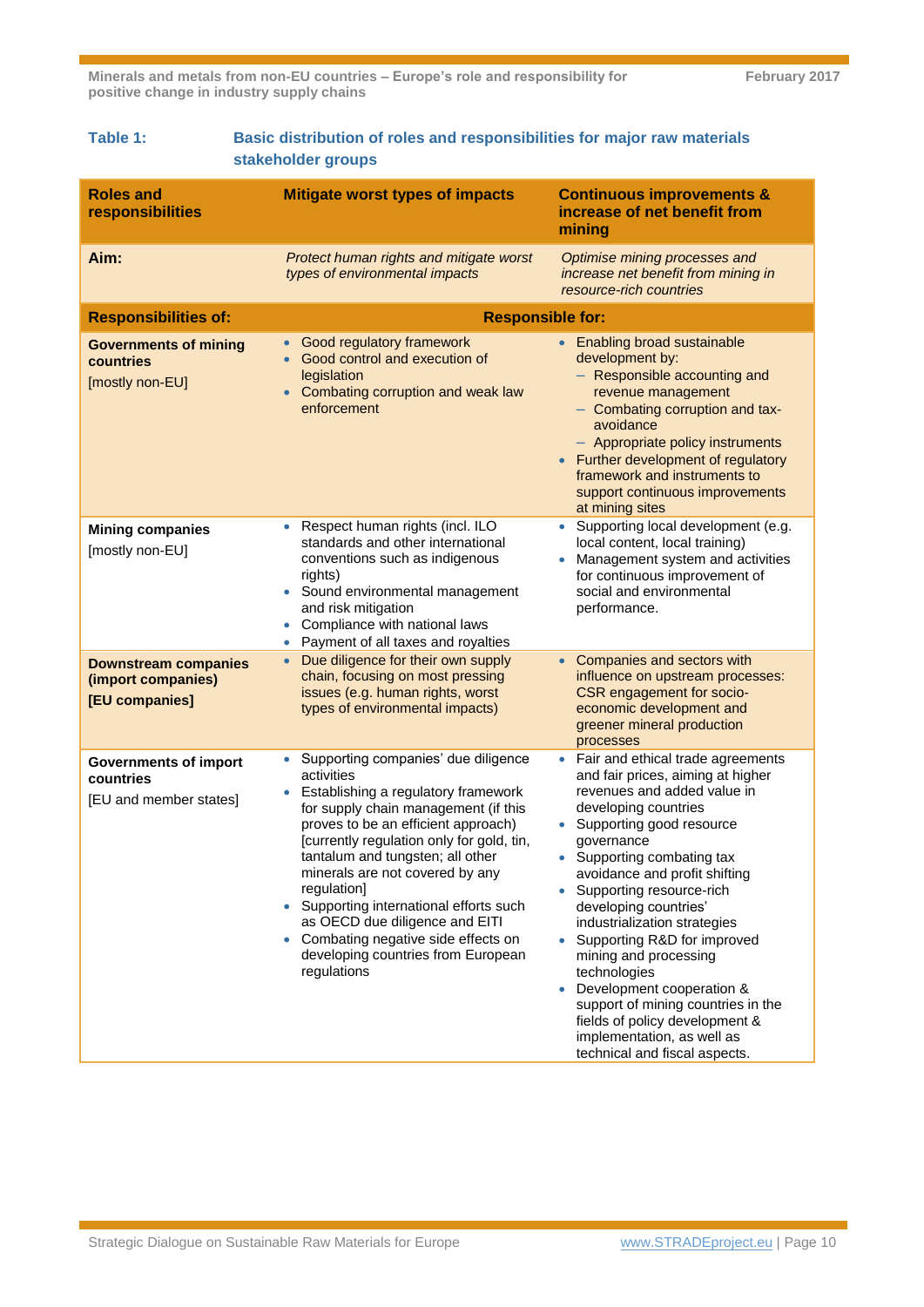**Table 1: Basic distribution of roles and responsibilities for major raw materials stakeholder groups**

| Roles and responsibilities | Mitigate worst types of impacts | Continuous improvements & increase of net benefit from mining |
|---|---|---|
| **Aim:** | *Protect human rights and mitigate worst types of environmental impacts* | *Optimise mining processes and increase net benefit from mining in resource-rich countries* |
| **Responsibilities of:** | **Responsible for:** | |
| **Governments of mining countries** [mostly non-EU] | • Good regulatory framework<br>• Good control and execution of legislation<br>• Combating corruption and weak law enforcement | • Enabling broad sustainable development by:<br>– Responsible accounting and revenue management<br>– Combating corruption and tax-avoidance<br>– Appropriate policy instruments<br>• Further development of regulatory framework and instruments to support continuous improvements at mining sites |
| **Mining companies** [mostly non-EU] | • Respect human rights (incl. ILO standards and other international conventions such as indigenous rights)<br>• Sound environmental management and risk mitigation<br>• Compliance with national laws<br>• Payment of all taxes and royalties | • Supporting local development (e.g. local content, local training)<br>• Management system and activities for continuous improvement of social and environmental performance. |
| **Downstream companies (import companies)** **[EU companies]** | • Due diligence for their own supply chain, focusing on most pressing issues (e.g. human rights, worst types of environmental impacts) | • Companies and sectors with influence on upstream processes: CSR engagement for socio-economic development and greener mineral production processes |
| **Governments of import countries** [EU and member states] | • Supporting companies' due diligence activities<br>• Establishing a regulatory framework for supply chain management (if this proves to be an efficient approach) [currently regulation only for gold, tin, tantalum and tungsten; all other minerals are not covered by any regulation]<br>• Supporting international efforts such as OECD due diligence and EITI<br>• Combating negative side effects on developing countries from European regulations | • Fair and ethical trade agreements and fair prices, aiming at higher revenues and added value in developing countries<br>• Supporting good resource governance<br>• Supporting combating tax avoidance and profit shifting<br>• Supporting resource-rich developing countries' industrialization strategies<br>• Supporting R&D for improved mining and processing technologies<br>• Development cooperation & support of mining countries in the fields of policy development & implementation, as well as technical and fiscal aspects. |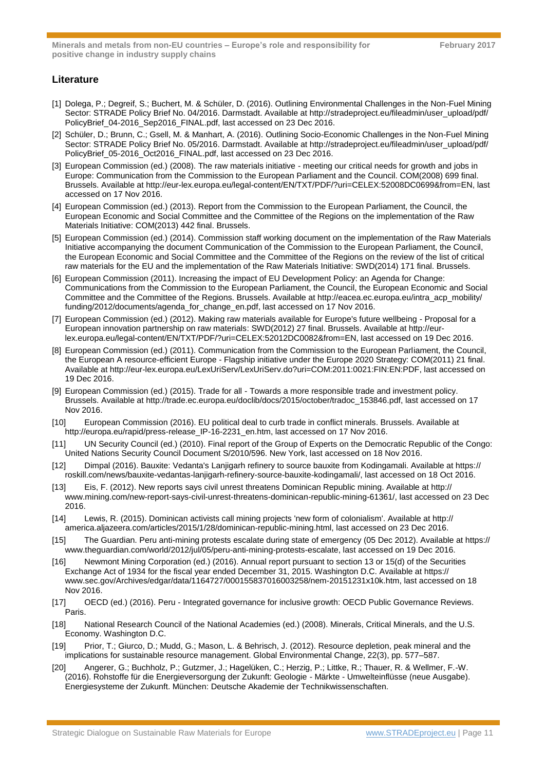## Literature

[1] Dolega, P.; Degreif, S.; Buchert, M. & Schüler, D. (2016). Outlining Environmental Challenges in the Non-Fuel Mining Sector: STRADE Policy Brief No. 04/2016. Darmstadt. Available at http://stradeproject.eu/fileadmin/user_upload/pdf/PolicyBrief_04-2016_Sep2016_FINAL.pdf, last accessed on 23 Dec 2016.

[2] Schüler, D.; Brunn, C.; Gsell, M. & Manhart, A. (2016). Outlining Socio-Economic Challenges in the Non-Fuel Mining Sector: STRADE Policy Brief No. 05/2016. Darmstadt. Available at http://stradeproject.eu/fileadmin/user_upload/pdf/PolicyBrief_05-2016_Oct2016_FINAL.pdf, last accessed on 23 Dec 2016.

[3] European Commission (ed.) (2008). The raw materials initiative - meeting our critical needs for growth and jobs in Europe: Communication from the Commission to the European Parliament and the Council. COM(2008) 699 final. Brussels. Available at http://eur-lex.europa.eu/legal-content/EN/TXT/PDF/?uri=CELEX:52008DC0699&from=EN, last accessed on 17 Nov 2016.

[4] European Commission (ed.) (2013). Report from the Commission to the European Parliament, the Council, the European Economic and Social Committee and the Committee of the Regions on the implementation of the Raw Materials Initiative: COM(2013) 442 final. Brussels.

[5] European Commission (ed.) (2014). Commission staff working document on the implementation of the Raw Materials Initiative accompanying the document Communication of the Commission to the European Parliament, the Council, the European Economic and Social Committee and the Committee of the Regions on the review of the list of critical raw materials for the EU and the implementation of the Raw Materials Initiative: SWD(2014) 171 final. Brussels.

[6] European Commission (2011). Increasing the impact of EU Development Policy: an Agenda for Change: Communications from the Commission to the European Parliament, the Council, the European Economic and Social Committee and the Committee of the Regions. Brussels. Available at http://eacea.ec.europa.eu/intra_acp_mobility/funding/2012/documents/agenda_for_change_en.pdf, last accessed on 17 Nov 2016.

[7] European Commission (ed.) (2012). Making raw materials available for Europe's future wellbeing - Proposal for a European innovation partnership on raw materials: SWD(2012) 27 final. Brussels. Available at http://eur-lex.europa.eu/legal-content/EN/TXT/PDF/?uri=CELEX:52012DC0082&from=EN, last accessed on 19 Dec 2016.

[8] European Commission (ed.) (2011). Communication from the Commission to the European Parliament, the Council, the European A resource-efficient Europe - Flagship initiative under the Europe 2020 Strategy: COM(2011) 21 final. Available at http://eur-lex.europa.eu/LexUriServ/LexUriServ.do?uri=COM:2011:0021:FIN:EN:PDF, last accessed on 19 Dec 2016.

[9] European Commission (ed.) (2015). Trade for all - Towards a more responsible trade and investment policy. Brussels. Available at http://trade.ec.europa.eu/doclib/docs/2015/october/tradoc_153846.pdf, last accessed on 17 Nov 2016.

[10] European Commission (2016). EU political deal to curb trade in conflict minerals. Brussels. Available at http://europa.eu/rapid/press-release_IP-16-2231_en.htm, last accessed on 17 Nov 2016.

[11] UN Security Council (ed.) (2010). Final report of the Group of Experts on the Democratic Republic of the Congo: United Nations Security Council Document S/2010/596. New York, last accessed on 18 Nov 2016.

[12] Dimpal (2016). Bauxite: Vedanta's Lanjigarh refinery to source bauxite from Kodingamali. Available at https://roskill.com/news/bauxite-vedantas-lanjigarh-refinery-source-bauxite-kodingamali/, last accessed on 18 Oct 2016.

[13] Eis, F. (2012). New reports says civil unrest threatens Dominican Republic mining. Available at http://www.mining.com/new-report-says-civil-unrest-threatens-dominican-republic-mining-61361/, last accessed on 23 Dec 2016.

[14] Lewis, R. (2015). Dominican activists call mining projects 'new form of colonialism'. Available at http://america.aljazeera.com/articles/2015/1/28/dominican-republic-mining.html, last accessed on 23 Dec 2016.

[15] The Guardian. Peru anti-mining protests escalate during state of emergency (05 Dec 2012). Available at https://www.theguardian.com/world/2012/jul/05/peru-anti-mining-protests-escalate, last accessed on 19 Dec 2016.

[16] Newmont Mining Corporation (ed.) (2016). Annual report pursuant to section 13 or 15(d) of the Securities Exchange Act of 1934 for the fiscal year ended December 31, 2015. Washington D.C. Available at https://www.sec.gov/Archives/edgar/data/1164727/000155837016003258/nem-20151231x10k.htm, last accessed on 18 Nov 2016.

[17] OECD (ed.) (2016). Peru - Integrated governance for inclusive growth: OECD Public Governance Reviews. Paris.

[18] National Research Council of the National Academies (ed.) (2008). Minerals, Critical Minerals, and the U.S. Economy. Washington D.C.

[19] Prior, T.; Giurco, D.; Mudd, G.; Mason, L. & Behrisch, J. (2012). Resource depletion, peak mineral and the implications for sustainable resource management. Global Environmental Change, 22(3), pp. 577–587.

[20] Angerer, G.; Buchholz, P.; Gutzmer, J.; Hagelüken, C.; Herzig, P.; Littke, R.; Thauer, R. & Wellmer, F.-W. (2016). Rohstoffe für die Energieversorgung der Zukunft: Geologie - Märkte - Umwelteinflüsse (neue Ausgabe). Energiesysteme der Zukunft. München: Deutsche Akademie der Technikwissenschaften.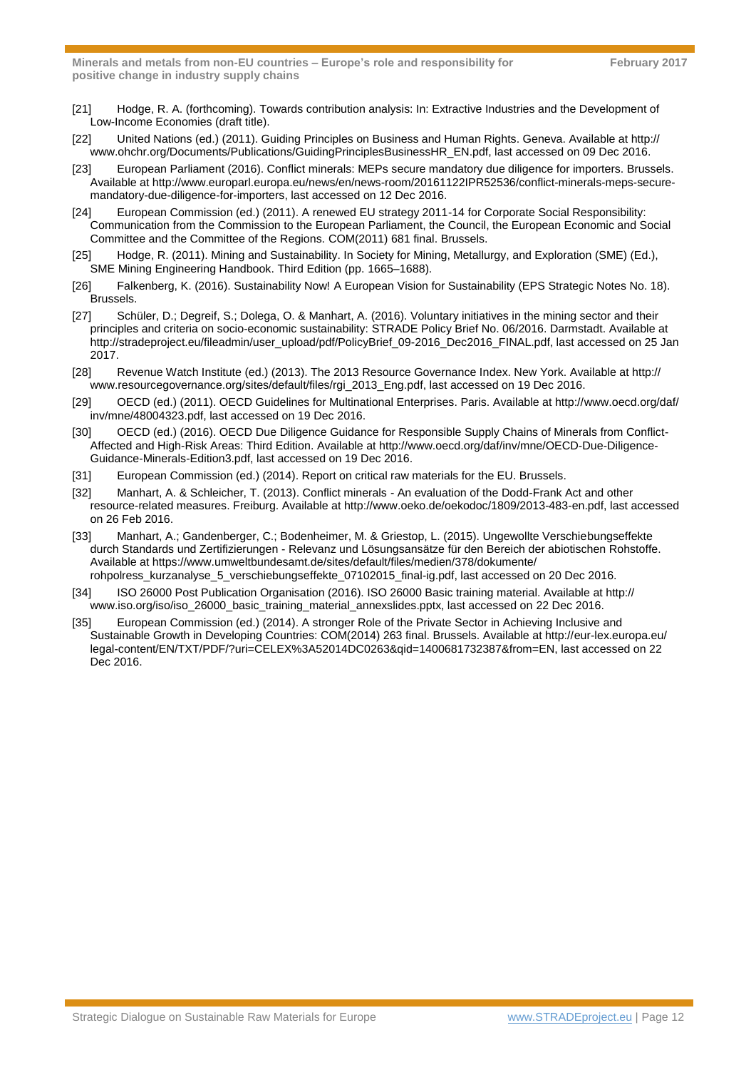[21] Hodge, R. A. (forthcoming). Towards contribution analysis: In: Extractive Industries and the Development of Low-Income Economies (draft title).

[22] United Nations (ed.) (2011). Guiding Principles on Business and Human Rights. Geneva. Available at http://www.ohchr.org/Documents/Publications/GuidingPrinciplesBusinessHR_EN.pdf, last accessed on 09 Dec 2016.

[23] European Parliament (2016). Conflict minerals: MEPs secure mandatory due diligence for importers. Brussels. Available at http://www.europarl.europa.eu/news/en/news-room/20161122IPR52536/conflict-minerals-meps-secure-mandatory-due-diligence-for-importers, last accessed on 12 Dec 2016.

[24] European Commission (ed.) (2011). A renewed EU strategy 2011-14 for Corporate Social Responsibility: Communication from the Commission to the European Parliament, the Council, the European Economic and Social Committee and the Committee of the Regions. COM(2011) 681 final. Brussels.

[25] Hodge, R. (2011). Mining and Sustainability. In Society for Mining, Metallurgy, and Exploration (SME) (Ed.), SME Mining Engineering Handbook. Third Edition (pp. 1665–1688).

[26] Falkenberg, K. (2016). Sustainability Now! A European Vision for Sustainability (EPS Strategic Notes No. 18). Brussels.

[27] Schüler, D.; Degreif, S.; Dolega, O. & Manhart, A. (2016). Voluntary initiatives in the mining sector and their principles and criteria on socio-economic sustainability: STRADE Policy Brief No. 06/2016. Darmstadt. Available at http://stradeproject.eu/fileadmin/user_upload/pdf/PolicyBrief_09-2016_Dec2016_FINAL.pdf, last accessed on 25 Jan 2017.

[28] Revenue Watch Institute (ed.) (2013). The 2013 Resource Governance Index. New York. Available at http://www.resourcegovernance.org/sites/default/files/rgi_2013_Eng.pdf, last accessed on 19 Dec 2016.

[29] OECD (ed.) (2011). OECD Guidelines for Multinational Enterprises. Paris. Available at http://www.oecd.org/daf/inv/mne/48004323.pdf, last accessed on 19 Dec 2016.

[30] OECD (ed.) (2016). OECD Due Diligence Guidance for Responsible Supply Chains of Minerals from Conflict-Affected and High-Risk Areas: Third Edition. Available at http://www.oecd.org/daf/inv/mne/OECD-Due-Diligence-Guidance-Minerals-Edition3.pdf, last accessed on 19 Dec 2016.

[31] European Commission (ed.) (2014). Report on critical raw materials for the EU. Brussels.

[32] Manhart, A. & Schleicher, T. (2013). Conflict minerals - An evaluation of the Dodd-Frank Act and other resource-related measures. Freiburg. Available at http://www.oeko.de/oekodoc/1809/2013-483-en.pdf, last accessed on 26 Feb 2016.

[33] Manhart, A.; Gandenberger, C.; Bodenheimer, M. & Griestop, L. (2015). Ungewollte Verschiebungseffekte durch Standards und Zertifizierungen - Relevanz und Lösungsansätze für den Bereich der abiotischen Rohstoffe. Available at https://www.umweltbundesamt.de/sites/default/files/medien/378/dokumente/rohpolress_kurzanalyse_5_verschiebungseffekte_07102015_final-ig.pdf, last accessed on 20 Dec 2016.

[34] ISO 26000 Post Publication Organisation (2016). ISO 26000 Basic training material. Available at http://www.iso.org/iso/iso_26000_basic_training_material_annexslides.pptx, last accessed on 22 Dec 2016.

[35] European Commission (ed.) (2014). A stronger Role of the Private Sector in Achieving Inclusive and Sustainable Growth in Developing Countries: COM(2014) 263 final. Brussels. Available at http://eur-lex.europa.eu/legal-content/EN/TXT/PDF/?uri=CELEX%3A52014DC0263&qid=1400681732387&from=EN, last accessed on 22 Dec 2016.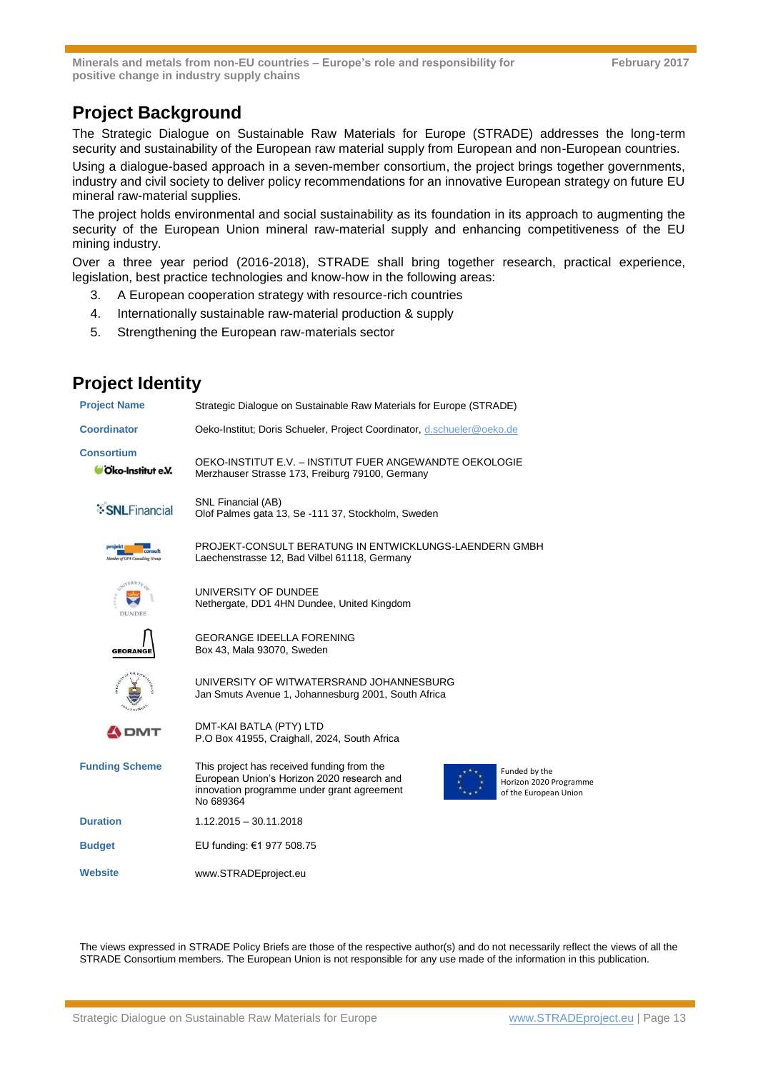## Project Background

The Strategic Dialogue on Sustainable Raw Materials for Europe (STRADE) addresses the long-term security and sustainability of the European raw material supply from European and non-European countries.

Using a dialogue-based approach in a seven-member consortium, the project brings together governments, industry and civil society to deliver policy recommendations for an innovative European strategy on future EU mineral raw-material supplies.

The project holds environmental and social sustainability as its foundation in its approach to augmenting the security of the European Union mineral raw-material supply and enhancing competitiveness of the EU mining industry.

Over a three year period (2016-2018), STRADE shall bring together research, practical experience, legislation, best practice technologies and know-how in the following areas:

3. A European cooperation strategy with resource-rich countries
4. Internationally sustainable raw-material production & supply
5. Strengthening the European raw-materials sector

## Project Identity

| | |
|---|---|
| **Project Name** | Strategic Dialogue on Sustainable Raw Materials for Europe (STRADE) |
| **Coordinator** | Oeko-Institut; Doris Schueler, Project Coordinator, d.schueler@oeko.de |
| **Consortium** Öko-Institut e.V. | OEKO-INSTITUT E.V. – INSTITUT FUER ANGEWANDTE OEKOLOGIE Merzhauser Strasse 173, Freiburg 79100, Germany |
| SNLFinancial | SNL Financial (AB) Olof Palmes gata 13, Se -111 37, Stockholm, Sweden |
| projekt consult | PROJEKT-CONSULT BERATUNG IN ENTWICKLUNGS-LAENDERN GMBH Laechenstrasse 12, Bad Vilbel 61118, Germany |
| University of Dundee | UNIVERSITY OF DUNDEE Nethergate, DD1 4HN Dundee, United Kingdom |
| GEORANGE | GEORANGE IDEELLA FORENING Box 43, Mala 93070, Sweden |
| University of the Witwatersrand | UNIVERSITY OF WITWATERSRAND JOHANNESBURG Jan Smuts Avenue 1, Johannesburg 2001, South Africa |
| DMT | DMT-KAI BATLA (PTY) LTD P.O Box 41955, Craighall, 2024, South Africa |
| **Funding Scheme** | This project has received funding from the European Union's Horizon 2020 research and innovation programme under grant agreement No 689364 (Funded by the Horizon 2020 Programme of the European Union) |
| **Duration** | 1.12.2015 – 30.11.2018 |
| **Budget** | EU funding: €1 977 508.75 |
| **Website** | www.STRADEproject.eu |

The views expressed in STRADE Policy Briefs are those of the respective author(s) and do not necessarily reflect the views of all the STRADE Consortium members. The European Union is not responsible for any use made of the information in this publication.